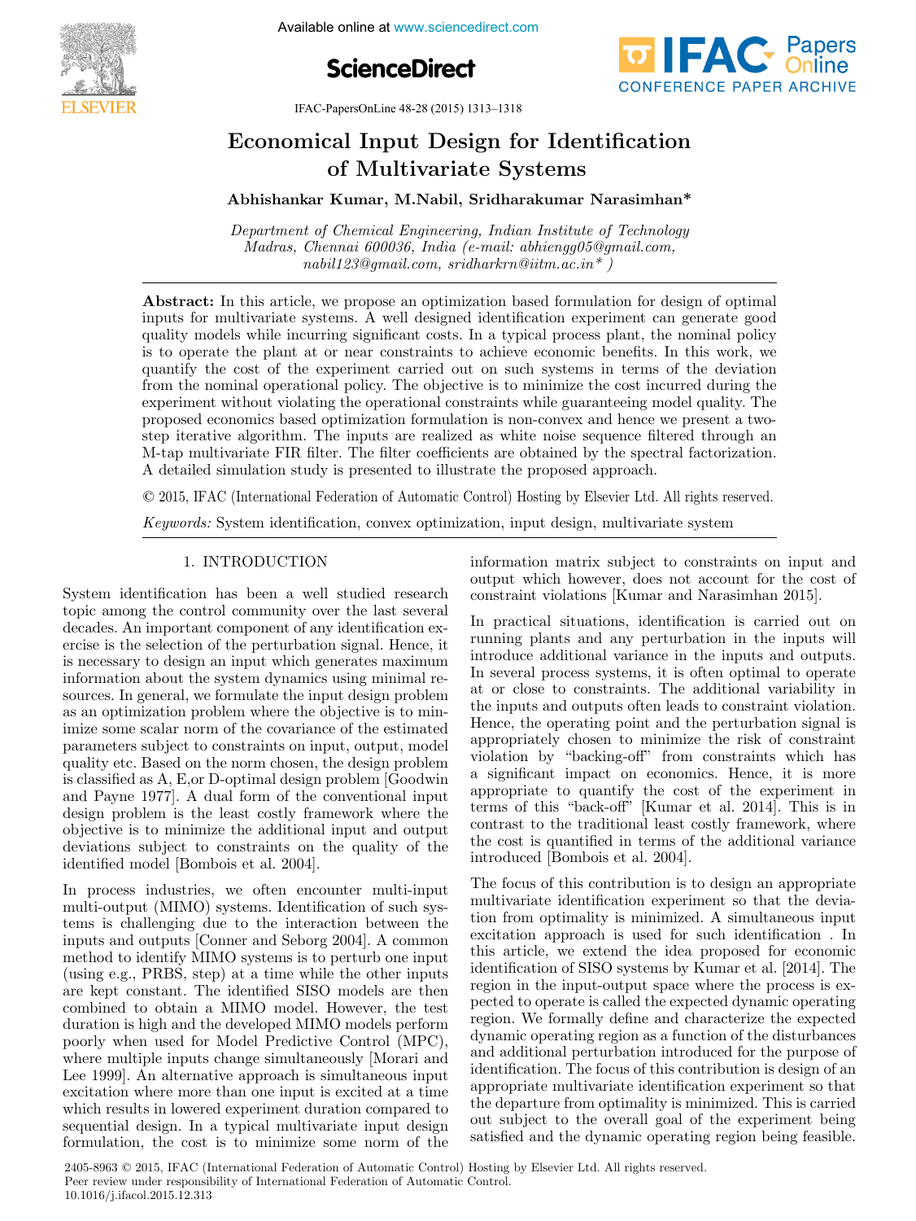# Economical Input Design for Identification of Multivariate Systems

**Abhishankar Kumar, M.Nabil, Sridharakumar Narasimhan***

*Department of Chemical Engineering, Indian Institute of Technology Madras, Chennai 600036, India (e-mail: abhiengg05@gmail.com, nabil123@gmail.com, sridharkrn@iitm.ac.in* )*

**Abstract:** In this article, we propose an optimization based formulation for design of optimal inputs for multivariate systems. A well designed identification experiment can generate good quality models while incurring significant costs. In a typical process plant, the nominal policy is to operate the plant at or near constraints to achieve economic benefits. In this work, we quantify the cost of the experiment carried out on such systems in terms of the deviation from the nominal operational policy. The objective is to minimize the cost incurred during the experiment without violating the operational constraints while guaranteeing model quality. The proposed economics based optimization formulation is non-convex and hence we present a two-step iterative algorithm. The inputs are realized as white noise sequence filtered through an M-tap multivariate FIR filter. The filter coefficients are obtained by the spectral factorization. A detailed simulation study is presented to illustrate the proposed approach.

© 2015, IFAC (International Federation of Automatic Control) Hosting by Elsevier Ltd. All rights reserved.

*Keywords:* System identification, convex optimization, input design, multivariate system

## 1. INTRODUCTION

System identification has been a well studied research topic among the control community over the last several decades. An important component of any identification exercise is the selection of the perturbation signal. Hence, it is necessary to design an input which generates maximum information about the system dynamics using minimal resources. In general, we formulate the input design problem as an optimization problem where the objective is to minimize some scalar norm of the covariance of the estimated parameters subject to constraints on input, output, model quality etc. Based on the norm chosen, the design problem is classified as A, E,or D-optimal design problem [Goodwin and Payne 1977]. A dual form of the conventional input design problem is the least costly framework where the objective is to minimize the additional input and output deviations subject to constraints on the quality of the identified model [Bombois et al. 2004].

In process industries, we often encounter multi-input multi-output (MIMO) systems. Identification of such systems is challenging due to the interaction between the inputs and outputs [Conner and Seborg 2004]. A common method to identify MIMO systems is to perturb one input (using e.g., PRBS, step) at a time while the other inputs are kept constant. The identified SISO models are then combined to obtain a MIMO model. However, the test duration is high and the developed MIMO models perform poorly when used for Model Predictive Control (MPC), where multiple inputs change simultaneously [Morari and Lee 1999]. An alternative approach is simultaneous input excitation where more than one input is excited at a time which results in lowered experiment duration compared to sequential design. In a typical multivariate input design formulation, the cost is to minimize some norm of the information matrix subject to constraints on input and output which however, does not account for the cost of constraint violations [Kumar and Narasimhan 2015].

In practical situations, identification is carried out on running plants and any perturbation in the inputs will introduce additional variance in the inputs and outputs. In several process systems, it is often optimal to operate at or close to constraints. The additional variability in the inputs and outputs often leads to constraint violation. Hence, the operating point and the perturbation signal is appropriately chosen to minimize the risk of constraint violation by "backing-off" from constraints which has a significant impact on economics. Hence, it is more appropriate to quantify the cost of the experiment in terms of this "back-off" [Kumar et al. 2014]. This is in contrast to the traditional least costly framework, where the cost is quantified in terms of the additional variance introduced [Bombois et al. 2004].

The focus of this contribution is to design an appropriate multivariate identification experiment so that the deviation from optimality is minimized. A simultaneous input excitation approach is used for such identification . In this article, we extend the idea proposed for economic identification of SISO systems by Kumar et al. [2014]. The region in the input-output space where the process is expected to operate is called the expected dynamic operating region. We formally define and characterize the expected dynamic operating region as a function of the disturbances and additional perturbation introduced for the purpose of identification. The focus of this contribution is design of an appropriate multivariate identification experiment so that the departure from optimality is minimized. This is carried out subject to the overall goal of the experiment being satisfied and the dynamic operating region being feasible.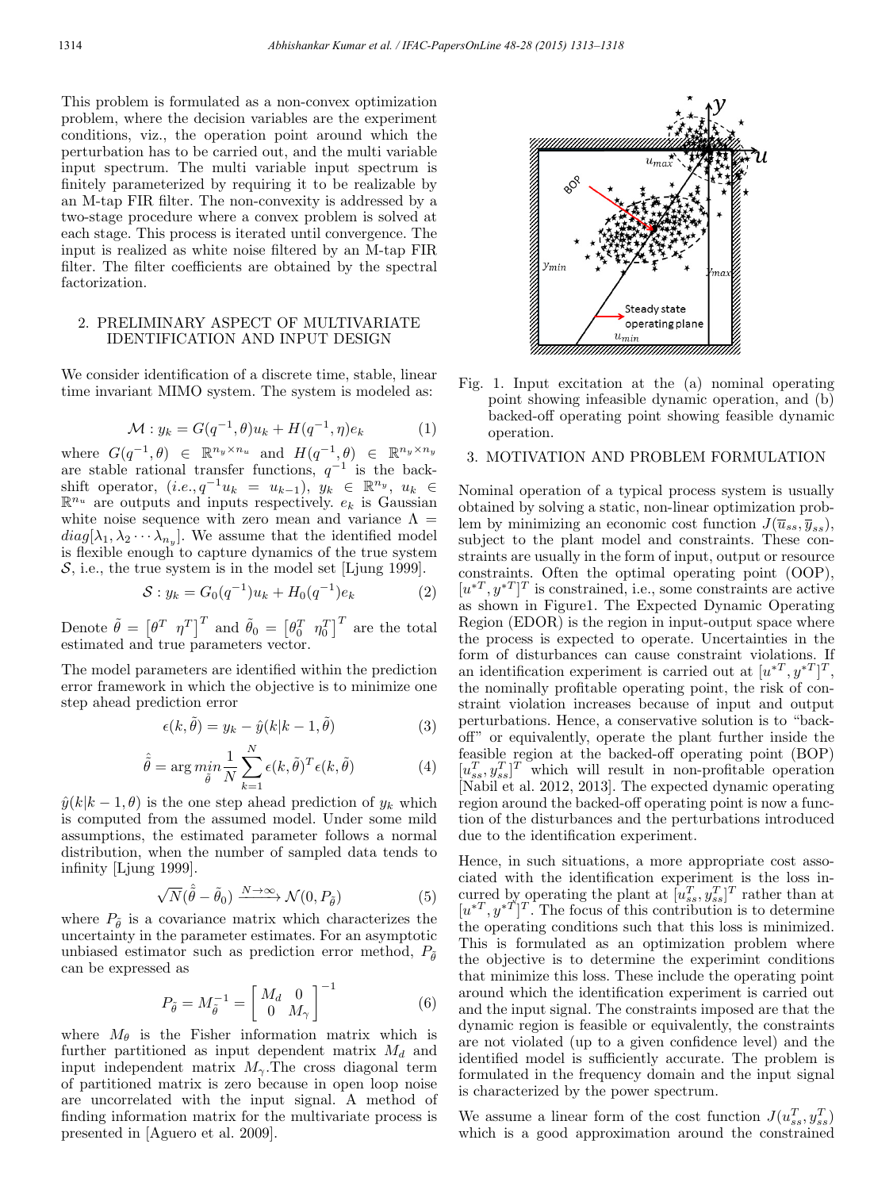This problem is formulated as a non-convex optimization problem, where the decision variables are the experiment conditions, viz., the operation point around which the perturbation has to be carried out, and the multi variable input spectrum. The multi variable input spectrum is finitely parameterized by requiring it to be realizable by an M-tap FIR filter. The non-convexity is addressed by a two-stage procedure where a convex problem is solved at each stage. This process is iterated until convergence. The input is realized as white noise filtered by an M-tap FIR filter. The filter coefficients are obtained by the spectral factorization.

## 2. PRELIMINARY ASPECT OF MULTIVARIATE IDENTIFICATION AND INPUT DESIGN

We consider identification of a discrete time, stable, linear time invariant MIMO system. The system is modeled as:

$$\mathcal{M} : y_k = G(q^{-1}, \theta)u_k + H(q^{-1}, \eta)e_k \tag{1}$$

where $G(q^{-1}, \theta) \in \mathbb{R}^{n_y \times n_u}$ and $H(q^{-1}, \theta) \in \mathbb{R}^{n_y \times n_y}$ are stable rational transfer functions, $q^{-1}$ is the backshift operator, $(i.e., q^{-1}u_k = u_{k-1})$, $y_k \in \mathbb{R}^{n_y}$, $u_k \in \mathbb{R}^{n_u}$ are outputs and inputs respectively. $e_k$ is Gaussian white noise sequence with zero mean and variance $\Lambda = diag[\lambda_1, \lambda_2 \cdots \lambda_{n_y}]$. We assume that the identified model is flexible enough to capture dynamics of the true system $\mathcal{S}$, i.e., the true system is in the model set [Ljung 1999].

$$\mathcal{S} : y_k = G_0(q^{-1})u_k + H_0(q^{-1})e_k \tag{2}$$

Denote $\tilde{\theta} = \begin{bmatrix}\theta^T & \eta^T\end{bmatrix}^T$ and $\tilde{\theta}_0 = \begin{bmatrix}\theta_0^T & \eta_0^T\end{bmatrix}^T$ are the total estimated and true parameters vector.

The model parameters are identified within the prediction error framework in which the objective is to minimize one step ahead prediction error

$$\epsilon(k, \tilde{\theta}) = y_k - \hat{y}(k|k-1, \tilde{\theta}) \tag{3}$$

$$\hat{\tilde{\theta}} = \arg\min_{\tilde{\theta}} \frac{1}{N}\sum_{k=1}^{N} \epsilon(k, \tilde{\theta})^T \epsilon(k, \tilde{\theta}) \tag{4}$$

$\hat{y}(k|k-1, \theta)$ is the one step ahead prediction of $y_k$ which is computed from the assumed model. Under some mild assumptions, the estimated parameter follows a normal distribution, when the number of sampled data tends to infinity [Ljung 1999].

$$\sqrt{N}(\hat{\tilde{\theta}} - \tilde{\theta}_0) \xrightarrow{N \to \infty} \mathcal{N}(0, P_{\tilde{\theta}}) \tag{5}$$

where $P_{\tilde{\theta}}$ is a covariance matrix which characterizes the uncertainty in the parameter estimates. For an asymptotic unbiased estimator such as prediction error method, $P_{\tilde{\theta}}$ can be expressed as

$$P_{\tilde{\theta}} = M_{\tilde{\theta}}^{-1} = \begin{bmatrix} M_d & 0 \\ 0 & M_\gamma \end{bmatrix}^{-1} \tag{6}$$

where $M_\theta$ is the Fisher information matrix which is further partitioned as input dependent matrix $M_d$ and input independent matrix $M_\gamma$.The cross diagonal term of partitioned matrix is zero because in open loop noise are uncorrelated with the input signal. A method of finding information matrix for the multivariate process is presented in [Aguero et al. 2009].

Fig. 1. Input excitation at the (a) nominal operating point showing infeasible dynamic operation, and (b) backed-off operating point showing feasible dynamic operation.

## 3. MOTIVATION AND PROBLEM FORMULATION

Nominal operation of a typical process system is usually obtained by solving a static, non-linear optimization problem by minimizing an economic cost function $J(\overline{u}_{ss}, \overline{y}_{ss})$, subject to the plant model and constraints. These constraints are usually in the form of input, output or resource constraints. Often the optimal operating point (OOP), $[u^{*T}, y^{*T}]^T$ is constrained, i.e., some constraints are active as shown in Figure1. The Expected Dynamic Operating Region (EDOR) is the region in input-output space where the process is expected to operate. Uncertainties in the form of disturbances can cause constraint violations. If an identification experiment is carried out at $[u^{*T}, y^{*T}]^T$, the nominally profitable operating point, the risk of constraint violation increases because of input and output perturbations. Hence, a conservative solution is to "back-off" or equivalently, operate the plant further inside the feasible region at the backed-off operating point (BOP) $[u_{ss}^T, y_{ss}^T]^T$ which will result in non-profitable operation [Nabil et al. 2012, 2013]. The expected dynamic operating region around the backed-off operating point is now a function of the disturbances and the perturbations introduced due to the identification experiment.

Hence, in such situations, a more appropriate cost associated with the identification experiment is the loss incurred by operating the plant at $[u_{ss}^T, y_{ss}^T]^T$ rather than at $[u^{*T}, y^{*T}]^T$. The focus of this contribution is to determine the operating conditions such that this loss is minimized. This is formulated as an optimization problem where the objective is to determine the experimint conditions that minimize this loss. These include the operating point around which the identification experiment is carried out and the input signal. The constraints imposed are that the dynamic region is feasible or equivalently, the constraints are not violated (up to a given confidence level) and the identified model is sufficiently accurate. The problem is formulated in the frequency domain and the input signal is characterized by the power spectrum.

We assume a linear form of the cost function $J(u_{ss}^T, y_{ss}^T)$ which is a good approximation around the constrained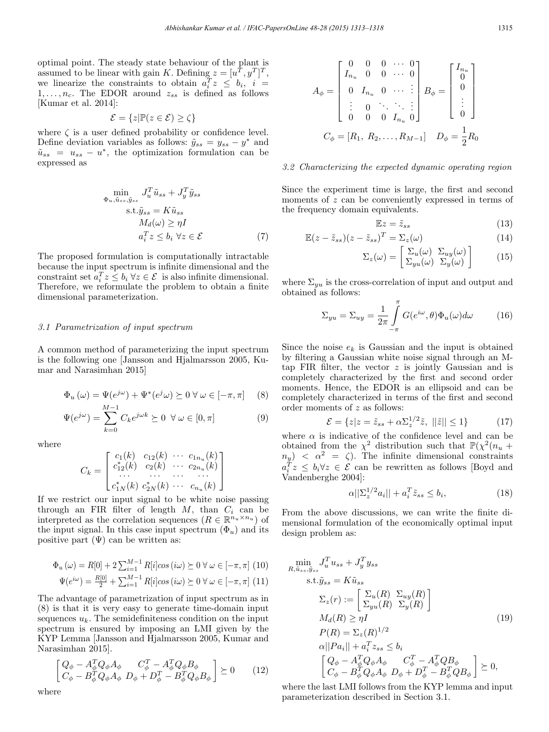optimal point. The steady state behaviour of the plant is assumed to be linear with gain $K$. Defining $z = [u^T, y^T]^T$, we linearize the constraints to obtain $a_i^T z \leq b_i$, $i = 1, \dots, n_c$. The EDOR around $z_{ss}$ is defined as follows [Kumar et al. 2014]:

$$\mathcal{E} = \{z | \mathbb{P}(z \in \mathcal{E}) \geq \zeta\}$$

where $\zeta$ is a user defined probability or confidence level. Define deviation variables as follows: $\tilde{y}_{ss} = y_{ss} - y^*$ and $\tilde{u}_{ss} = u_{ss} - u^*$, the optimization formulation can be expressed as

$$\begin{aligned}
\min_{\Phi_u, \tilde{u}_{ss}, \tilde{y}_{ss}} \; & J_u^T \tilde{u}_{ss} + J_y^T \tilde{y}_{ss} \\
\text{s.t.} \; & \tilde{y}_{ss} = K \tilde{u}_{ss} \\
& M_d(\omega) \geq \eta I \\
& a_i^T z \leq b_i \; \forall z \in \mathcal{E}
\end{aligned} \tag{7}$$

The proposed formulation is computationally intractable because the input spectrum is infinite dimensional and the constraint set $a_i^T z \leq b_i \; \forall z \in \mathcal{E}$ is also infinite dimensional. Therefore, we reformulate the problem to obtain a finite dimensional parameterization.

### 3.1 Parametrization of input spectrum

A common method of parameterizing the input spectrum is the following one [Jansson and Hjalmarsson 2005, Kumar and Narasimhan 2015]

$$\Phi_u(\omega) = \Psi(e^{j\omega}) + \Psi^*(e^{j\omega}) \succeq 0 \; \forall \; \omega \in [-\pi, \pi] \tag{8}$$

$$\Psi(e^{j\omega}) = \sum_{k=0}^{M-1} C_k e^{j\omega k} \succeq 0 \;\; \forall \; \omega \in [0, \pi] \tag{9}$$

where

$$C_k = \begin{bmatrix} c_1(k) & c_{12}(k) & \cdots & c_{1n_u}(k) \\ c_{12}^*(k) & c_2(k) & \cdots & c_{2n_u}(k) \\ \cdots & \cdots & \cdots & \cdots \\ c_{1N}^*(k) & c_{2N}^*(k) & \cdots & c_{n_u}(k) \end{bmatrix}$$

If we restrict our input signal to be white noise passing through an FIR filter of length $M$, than $C_i$ can be interpreted as the correlation sequences ($R \in \mathbb{R}^{n_u \times n_u}$) of the input signal. In this case input spectrum ($\Phi_u$) and its positive part ($\Psi$) can be written as:

$$\Phi_u(\omega) = R[0] + 2\textstyle\sum_{i=1}^{M-1} R[i] cos(i\omega) \succeq 0 \; \forall \; \omega \in [-\pi, \pi] \tag{10}$$

$$\Psi(e^{i\omega}) = \tfrac{R[0]}{2} + \textstyle\sum_{i=1}^{M-1} R[i] cos(i\omega) \succeq 0 \; \forall \; \omega \in [-\pi, \pi] \tag{11}$$

The advantage of parametrization of input spectrum as in (8) is that it is very easy to generate time-domain input sequences $u_k$. The semidefiniteness condition on the input spectrum is ensured by imposing an LMI given by the KYP Lemma [Jansson and Hjalmarsson 2005, Kumar and Narasimhan 2015].

$$\begin{bmatrix} Q_\phi - A_\phi^T Q_\phi A_\phi & C_\phi^T - A_\phi^T Q_\phi B_\phi \\ C_\phi - B_\phi^T Q_\phi A_\phi & D_\phi + D_\phi^T - B_\phi^T Q_\phi B_\phi \end{bmatrix} \succeq 0 \tag{12}$$

where

$$A_\phi = \begin{bmatrix} 0 & 0 & 0 & \cdots & 0 \\ I_{n_u} & 0 & 0 & \cdots & 0 \\ 0 & I_{n_u} & 0 & \cdots & \vdots \\ \vdots & 0 & \ddots & \ddots & \vdots \\ 0 & 0 & 0 & I_{n_u} & 0 \end{bmatrix} \; B_\phi = \begin{bmatrix} I_{n_u} \\ 0 \\ 0 \\ \vdots \\ 0 \end{bmatrix}$$

$$C_\phi = [R_1, \; R_2, \dots, R_{M-1}] \quad D_\phi = \frac{1}{2} R_0$$

### 3.2 Characterizing the expected dynamic operating region

Since the experiment time is large, the first and second moments of $z$ can be conveniently expressed in terms of the frequency domain equivalents.

$$\mathbb{E} z = \tilde{z}_{ss} \tag{13}$$

$$\mathbb{E}(z - \tilde{z}_{ss})(z - \tilde{z}_{ss})^T = \Sigma_z(\omega) \tag{14}$$

$$\Sigma_z(\omega) = \begin{bmatrix} \Sigma_u(\omega) & \Sigma_{uy}(\omega) \\ \Sigma_{yu}(\omega) & \Sigma_y(\omega) \end{bmatrix} \tag{15}$$

where $\Sigma_{yu}$ is the cross-correlation of input and output and obtained as follows:

$$\Sigma_{yu} = \Sigma_{uy} = \frac{1}{2\pi} \int_{-\pi}^{\pi} G(e^{i\omega}, \theta) \Phi_u(\omega) d\omega \tag{16}$$

Since the noise $e_k$ is Gaussian and the input is obtained by filtering a Gaussian white noise signal through an M-tap FIR filter, the vector $z$ is jointly Gaussian and is completely characterized by the first and second order moments. Hence, the EDOR is an ellipsoid and can be completely characterized in terms of the first and second order moments of $z$ as follows:

$$\mathcal{E} = \{z | z = \tilde{z}_{ss} + \alpha \Sigma_z^{1/2} \tilde{z}, \; ||\tilde{z}|| \leq 1\} \tag{17}$$

where $\alpha$ is indicative of the confidence level and can be obtained from the $\chi^2$ distribution such that $\mathbb{P}(\chi^2(n_u + n_y) < \alpha^2 = \zeta)$. The infinite dimensional constraints $a_i^T z \leq b_i \forall z \in \mathcal{E}$ can be rewritten as follows [Boyd and Vandenberghe 2004]:

$$\alpha ||\Sigma_z^{1/2} a_i|| + a_i^T \tilde{z}_{ss} \leq b_i, \tag{18}$$

From the above discussions, we can write the finite dimensional formulation of the economically optimal input design problem as:

$$\begin{aligned}
\min_{R, \tilde{u}_{ss}, \tilde{y}_{ss}} \; & J_u^T u_{ss} + J_y^T y_{ss} \\
\text{s.t.} \; & \tilde{y}_{ss} = K \tilde{u}_{ss} \\
& \Sigma_z(r) := \begin{bmatrix} \Sigma_u(R) & \Sigma_{uy}(R) \\ \Sigma_{yu}(R) & \Sigma_y(R) \end{bmatrix} \\
& M_d(R) \geq \eta I \\
& P(R) = \Sigma_z(R)^{1/2} \\
& \alpha ||P a_i|| + a_i^T z_{ss} \leq b_i \\
& \begin{bmatrix} Q_\phi - A_\phi^T Q_\phi A_\phi & C_\phi^T - A_\phi^T Q B_\phi \\ C_\phi - B_\phi^T Q_\phi A_\phi & D_\phi + D_\phi^T - B_\phi^T Q B_\phi \end{bmatrix} \succeq 0,
\end{aligned} \tag{19}$$

where the last LMI follows from the KYP lemma and input parameterization described in Section 3.1.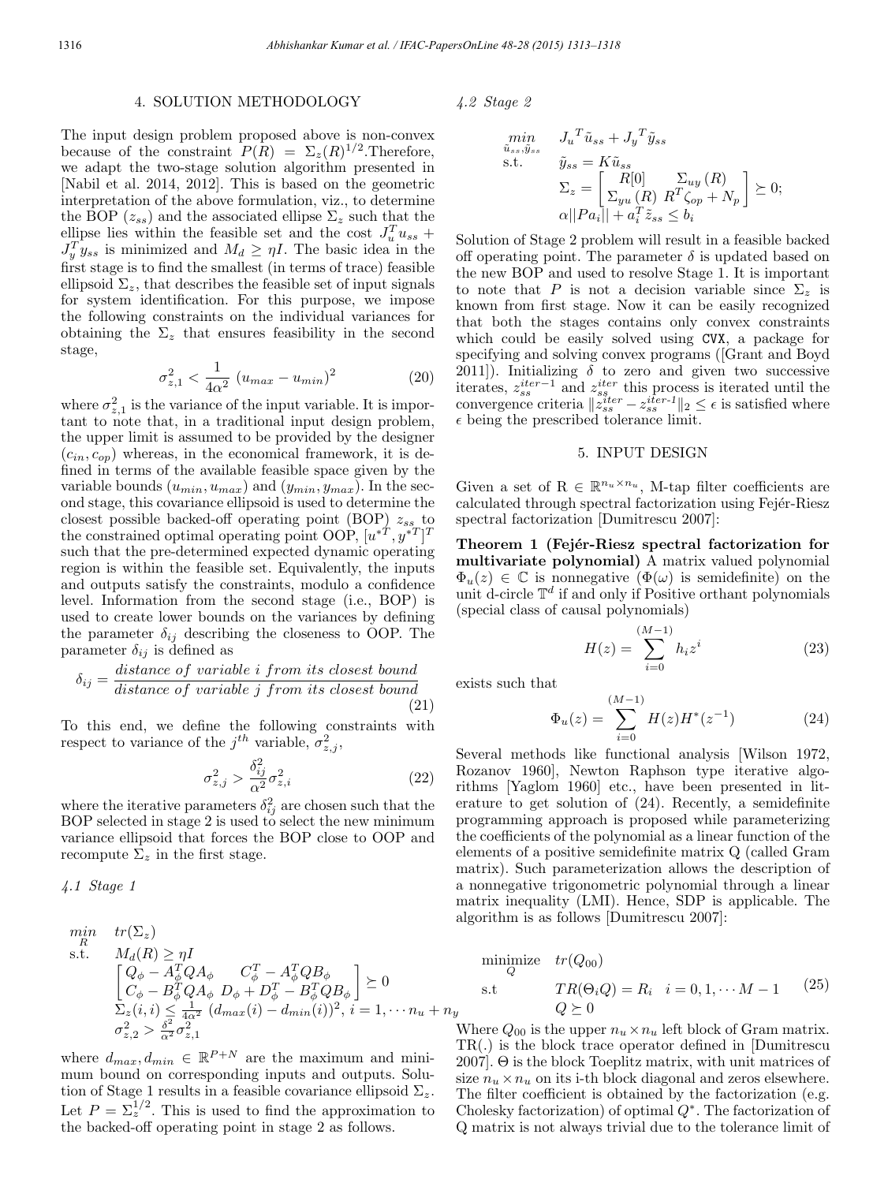## 4. SOLUTION METHODOLOGY

The input design problem proposed above is non-convex because of the constraint $P(R) = \Sigma_z(R)^{1/2}$.Therefore, we adapt the two-stage solution algorithm presented in [Nabil et al. 2014, 2012]. This is based on the geometric interpretation of the above formulation, viz., to determine the BOP ($z_{ss}$) and the associated ellipse $\Sigma_z$ such that the ellipse lies within the feasible set and the cost $J_u^T u_{ss} + J_y^T y_{ss}$ is minimized and $M_d \geq \eta I$. The basic idea in the first stage is to find the smallest (in terms of trace) feasible ellipsoid $\Sigma_z$, that describes the feasible set of input signals for system identification. For this purpose, we impose the following constraints on the individual variances for obtaining the $\Sigma_z$ that ensures feasibility in the second stage,

$$\sigma_{z,1}^2 < \frac{1}{4\alpha^2}\,(u_{max} - u_{min})^2 \tag{20}$$

where $\sigma_{z,1}^2$ is the variance of the input variable. It is important to note that, in a traditional input design problem, the upper limit is assumed to be provided by the designer ($c_{in}, c_{op}$) whereas, in the economical framework, it is defined in terms of the available feasible space given by the variable bounds ($u_{min}, u_{max}$) and ($y_{min}, y_{max}$). In the second stage, this covariance ellipsoid is used to determine the closest possible backed-off operating point (BOP) $z_{ss}$ to the constrained optimal operating point OOP, $[u^{*T}, y^{*T}]^T$ such that the pre-determined expected dynamic operating region is within the feasible set. Equivalently, the inputs and outputs satisfy the constraints, modulo a confidence level. Information from the second stage (i.e., BOP) is used to create lower bounds on the variances by defining the parameter $\delta_{ij}$ describing the closeness to OOP. The parameter $\delta_{ij}$ is defined as

$$\delta_{ij} = \frac{distance\ of\ variable\ i\ from\ its\ closest\ bound}{distance\ of\ variable\ j\ from\ its\ closest\ bound} \tag{21}$$

To this end, we define the following constraints with respect to variance of the $j^{th}$ variable, $\sigma_{z,j}^2$,

$$\sigma_{z,j}^2 > \frac{\delta_{ij}^2}{\alpha^2}\sigma_{z,i}^2 \tag{22}$$

where the iterative parameters $\delta_{ij}^2$ are chosen such that the BOP selected in stage 2 is used to select the new minimum variance ellipsoid that forces the BOP close to OOP and recompute $\Sigma_z$ in the first stage.

### 4.1 Stage 1

$$\begin{aligned}
\min_{R} \quad & tr(\Sigma_z) \\
\text{s.t.} \quad & M_d(R) \geq \eta I \\
& \begin{bmatrix} Q_\phi - A_\phi^T Q A_\phi & C_\phi^T - A_\phi^T Q B_\phi \\ C_\phi - B_\phi^T Q A_\phi & D_\phi + D_\phi^T - B_\phi^T Q B_\phi \end{bmatrix} \succeq 0 \\
& \Sigma_z(i,i) \leq \frac{1}{4\alpha^2}\,(d_{max}(i) - d_{min}(i))^2,\ i = 1, \cdots n_u + n_y \\
& \sigma_{z,2}^2 > \frac{\delta^2}{\alpha^2}\sigma_{z,1}^2
\end{aligned}$$

where $d_{max}, d_{min} \in \mathbb{R}^{P+N}$ are the maximum and minimum bound on corresponding inputs and outputs. Solution of Stage 1 results in a feasible covariance ellipsoid $\Sigma_z$. Let $P = \Sigma_z^{1/2}$. This is used to find the approximation to the backed-off operating point in stage 2 as follows.

### 4.2 Stage 2

$$\begin{aligned}
\min_{\tilde{u}_{ss}, \tilde{y}_{ss}} \quad & {J_u}^T \tilde{u}_{ss} + {J_y}^T \tilde{y}_{ss} \\
\text{s.t.} \quad & \tilde{y}_{ss} = K \tilde{u}_{ss} \\
& \Sigma_z = \begin{bmatrix} R[0] & \Sigma_{uy}(R) \\ \Sigma_{yu}(R) & R^T \zeta_{op} + N_p \end{bmatrix} \succeq 0; \\
& \alpha ||P a_i|| + a_i^T \tilde{z}_{ss} \leq b_i
\end{aligned}$$

Solution of Stage 2 problem will result in a feasible backed off operating point. The parameter $\delta$ is updated based on the new BOP and used to resolve Stage 1. It is important to note that $P$ is not a decision variable since $\Sigma_z$ is known from first stage. Now it can be easily recognized that both the stages contains only convex constraints which could be easily solved using CVX, a package for specifying and solving convex programs ([Grant and Boyd 2011]). Initializing $\delta$ to zero and given two successive iterates, $z_{ss}^{iter-1}$ and $z_{ss}^{iter}$ this process is iterated until the convergence criteria $\|z_{ss}^{iter} - z_{ss}^{iter-1}\|_2 \leq \epsilon$ is satisfied where $\epsilon$ being the prescribed tolerance limit.

## 5. INPUT DESIGN

Given a set of R $\in \mathbb{R}^{n_u \times n_u}$, M-tap filter coefficients are calculated through spectral factorization using Fejér-Riesz spectral factorization [Dumitrescu 2007]:

**Theorem 1 (Fejér-Riesz spectral factorization for multivariate polynomial)** A matrix valued polynomial $\Phi_u(z) \in \mathbb{C}$ is nonnegative ($\Phi(\omega)$ is semidefinite) on the unit d-circle $\mathbb{T}^d$ if and only if Positive orthant polynomials (special class of causal polynomials)

$$H(z) = \sum_{i=0}^{(M-1)} h_i z^i \tag{23}$$

exists such that

$$\Phi_u(z) = \sum_{i=0}^{(M-1)} H(z) H^*(z^{-1}) \tag{24}$$

Several methods like functional analysis [Wilson 1972, Rozanov 1960], Newton Raphson type iterative algorithms [Yaglom 1960] etc., have been presented in literature to get solution of (24). Recently, a semidefinite programming approach is proposed while parameterizing the coefficients of the polynomial as a linear function of the elements of a positive semidefinite matrix Q (called Gram matrix). Such parameterization allows the description of a nonnegative trigonometric polynomial through a linear matrix inequality (LMI). Hence, SDP is applicable. The algorithm is as follows [Dumitrescu 2007]:

$$\begin{aligned}
\underset{Q}{\text{minimize}} \quad & tr(Q_{00}) \\
\text{s.t} \quad & TR(\Theta_i Q) = R_i \quad i = 0, 1, \cdots M-1 \\
& Q \succeq 0
\end{aligned} \tag{25}$$

Where $Q_{00}$ is the upper $n_u \times n_u$ left block of Gram matrix. TR(.) is the block trace operator defined in [Dumitrescu 2007]. $\Theta$ is the block Toeplitz matrix, with unit matrices of size $n_u \times n_u$ on its i-th block diagonal and zeros elsewhere. The filter coefficient is obtained by the factorization (e.g. Cholesky factorization) of optimal $Q^*$. The factorization of Q matrix is not always trivial due to the tolerance limit of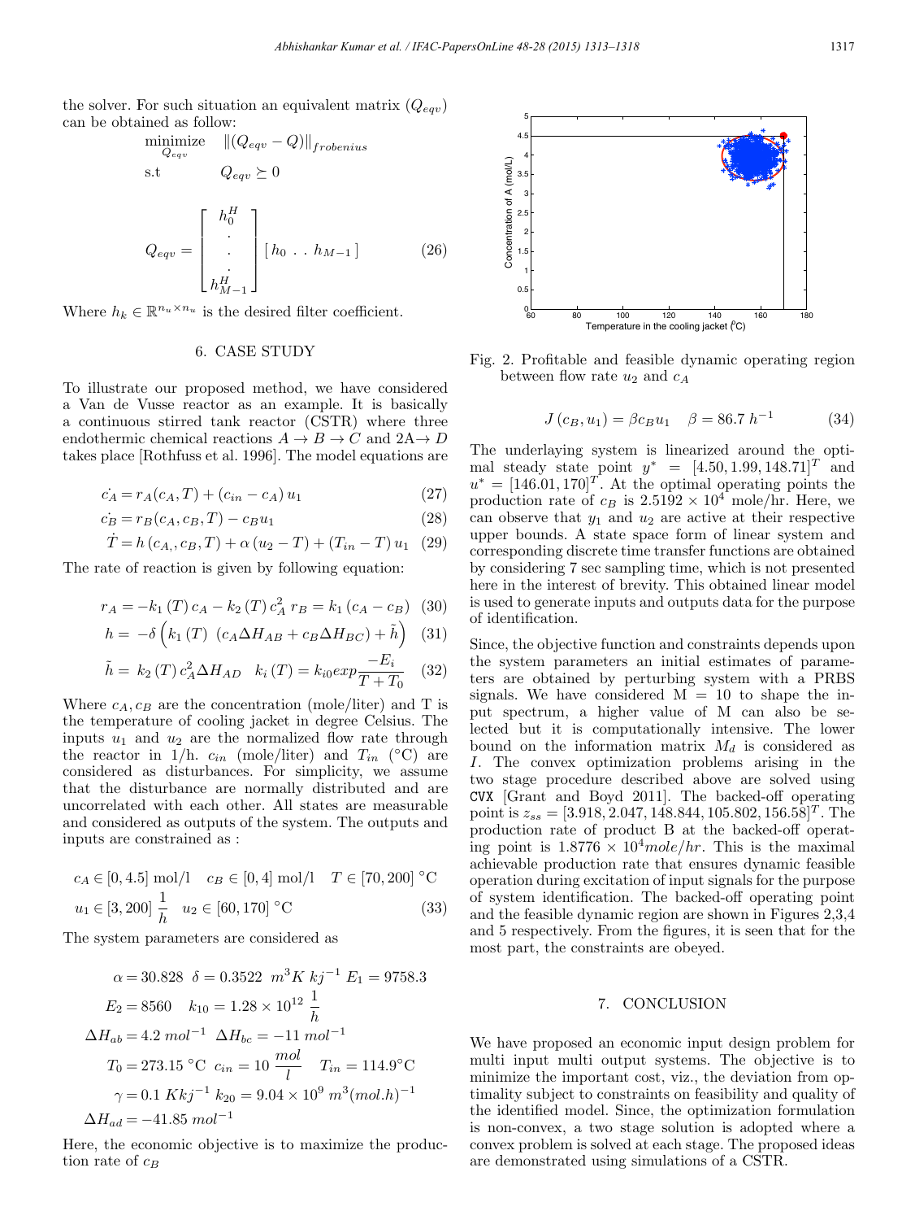the solver. For such situation an equivalent matrix ($Q_{eqv}$) can be obtained as follow:

$$\begin{aligned} \underset{Q_{eqv}}{\text{minimize}} \quad & \|(Q_{eqv} - Q)\|_{frobenius} \\ \text{s.t} \quad & Q_{eqv} \succeq 0 \end{aligned}$$

$$Q_{eqv} = \begin{bmatrix} h_0^H \\ . \\ . \\ . \\ h_{M-1}^H \end{bmatrix} [\, h_0 \ . \ . \ h_{M-1} \,] \tag{26}$$

Where $h_k \in \mathbb{R}^{n_u \times n_u}$ is the desired filter coefficient.

## 6. CASE STUDY

To illustrate our proposed method, we have considered a Van de Vusse reactor as an example. It is basically a continuous stirred tank reactor (CSTR) where three endothermic chemical reactions $A \rightarrow B \rightarrow C$ and $2A \rightarrow D$ takes place [Rothfuss et al. 1996]. The model equations are

$$\dot{c_A} = r_A(c_A, T) + (c_{in} - c_A)\, u_1 \tag{27}$$

$$\dot{c_B} = r_B(c_A, c_B, T) - c_B u_1 \tag{28}$$

$$\dot{T} = h\,(c_{A,}, c_B, T) + \alpha\,(u_2 - T) + (T_{in} - T)\, u_1 \tag{29}$$

The rate of reaction is given by following equation:

$$r_A = -k_1\,(T)\, c_A - k_2\,(T)\, c_A^2 \;\; r_B = k_1\,(c_A - c_B) \tag{30}$$

$$h = -\delta \left( k_1\,(T)\; (c_A \Delta H_{AB} + c_B \Delta H_{BC}) + \tilde{h} \right) \tag{31}$$

$$\tilde{h} = k_2\,(T)\, c_A^2 \Delta H_{AD} \quad k_i\,(T) = k_{i0} exp \frac{-E_i}{T + T_0} \tag{32}$$

Where $c_A, c_B$ are the concentration (mole/liter) and T is the temperature of cooling jacket in degree Celsius. The inputs $u_1$ and $u_2$ are the normalized flow rate through the reactor in 1/h. $c_{in}$ (mole/liter) and $T_{in}$ (°C) are considered as disturbances. For simplicity, we assume that the disturbance are normally distributed and are uncorrelated with each other. All states are measurable and considered as outputs of the system. The outputs and inputs are constrained as :

$$\begin{aligned} & c_A \in [0, 4.5] \text{ mol/l} \quad c_B \in [0, 4] \text{ mol/l} \quad T \in [70, 200]\ ^\circ\text{C} \\ & u_1 \in [3, 200]\ \frac{1}{h} \quad u_2 \in [60, 170]\ ^\circ\text{C} \end{aligned} \tag{33}$$

The system parameters are considered as

$$\begin{aligned} & \alpha = 30.828 \;\; \delta = 0.3522 \;\; m^3 K\ kj^{-1}\ E_1 = 9758.3 \\ & E_2 = 8560 \quad k_{10} = 1.28 \times 10^{12}\ \frac{1}{h} \\ & \Delta H_{ab} = 4.2\ mol^{-1} \;\; \Delta H_{bc} = -11\ mol^{-1} \\ & T_0 = 273.15\ ^\circ\text{C} \;\; c_{in} = 10\ \frac{mol}{l} \quad T_{in} = 114.9^\circ\text{C} \\ & \gamma = 0.1\ Kkj^{-1}\ k_{20} = 9.04 \times 10^9\ m^3 (mol.h)^{-1} \\ & \Delta H_{ad} = -41.85\ mol^{-1} \end{aligned}$$

Here, the economic objective is to maximize the production rate of $c_B$

Fig. 2. Profitable and feasible dynamic operating region between flow rate $u_2$ and $c_A$

$$J\,(c_B, u_1) = \beta c_B u_1 \quad \beta = 86.7\ h^{-1} \tag{34}$$

The underlaying system is linearized around the optimal steady state point $y^* = [4.50, 1.99, 148.71]^T$ and $u^* = [146.01, 170]^T$. At the optimal operating points the production rate of $c_B$ is $2.5192 \times 10^4$ mole/hr. Here, we can observe that $y_1$ and $u_2$ are active at their respective upper bounds. A state space form of linear system and corresponding discrete time transfer functions are obtained by considering 7 sec sampling time, which is not presented here in the interest of brevity. This obtained linear model is used to generate inputs and outputs data for the purpose of identification.

Since, the objective function and constraints depends upon the system parameters an initial estimates of parameters are obtained by perturbing system with a PRBS signals. We have considered M = 10 to shape the input spectrum, a higher value of M can also be selected but it is computationally intensive. The lower bound on the information matrix $M_d$ is considered as $I$. The convex optimization problems arising in the two stage procedure described above are solved using `CVX` [Grant and Boyd 2011]. The backed-off operating point is $z_{ss} = [3.918, 2.047, 148.844, 105.802, 156.58]^T$. The production rate of product B at the backed-off operating point is $1.8776 \times 10^4 mole/hr$. This is the maximal achievable production rate that ensures dynamic feasible operation during excitation of input signals for the purpose of system identification. The backed-off operating point and the feasible dynamic region are shown in Figures 2,3,4 and 5 respectively. From the figures, it is seen that for the most part, the constraints are obeyed.

## 7. CONCLUSION

We have proposed an economic input design problem for multi input multi output systems. The objective is to minimize the important cost, viz., the deviation from optimality subject to constraints on feasibility and quality of the identified model. Since, the optimization formulation is non-convex, a two stage solution is adopted where a convex problem is solved at each stage. The proposed ideas are demonstrated using simulations of a CSTR.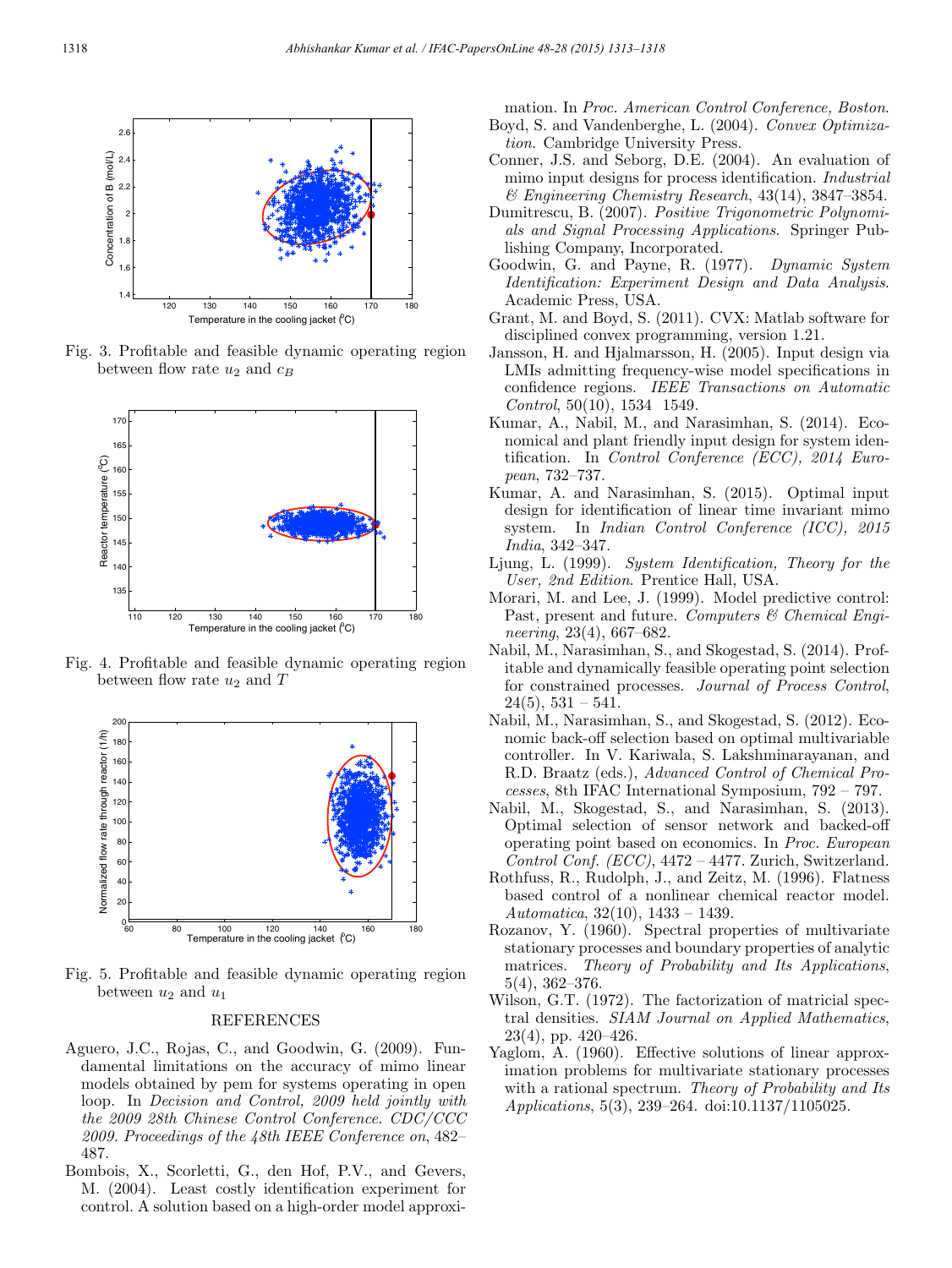Concentration of B (mol/L)

2.6
2.4
2.2
2
1.8
1.6
1.4

120 130 140 150 160 170 180

Temperature in the cooling jacket (°C)

Fig. 3. Profitable and feasible dynamic operating region between flow rate $u_2$ and $c_B$

Reactor temperature (°C)

170
165
160
155
150
145
140
135

110 120 130 140 150 160 170 180

Temperature in the cooling jacket (°C)

Fig. 4. Profitable and feasible dynamic operating region between flow rate $u_2$ and $T$

Normalized flow rate through reactor (1/h)

200
180
160
140
120
100
80
60
40
20
0

60 80 100 120 140 160 180

Temperature in the cooling jacket (°C)

Fig. 5. Profitable and feasible dynamic operating region between $u_2$ and $u_1$

## REFERENCES

Aguero, J.C., Rojas, C., and Goodwin, G. (2009). Fundamental limitations on the accuracy of mimo linear models obtained by pem for systems operating in open loop. In *Decision and Control, 2009 held jointly with the 2009 28th Chinese Control Conference. CDC/CCC 2009. Proceedings of the 48th IEEE Conference on*, 482–487.

Bombois, X., Scorletti, G., den Hof, P.V., and Gevers, M. (2004). Least costly identification experiment for control. A solution based on a high-order model approximation. In *Proc. American Control Conference, Boston*.

Boyd, S. and Vandenberghe, L. (2004). *Convex Optimization*. Cambridge University Press.

Conner, J.S. and Seborg, D.E. (2004). An evaluation of mimo input designs for process identification. *Industrial & Engineering Chemistry Research*, 43(14), 3847–3854.

Dumitrescu, B. (2007). *Positive Trigonometric Polynomials and Signal Processing Applications*. Springer Publishing Company, Incorporated.

Goodwin, G. and Payne, R. (1977). *Dynamic System Identification: Experiment Design and Data Analysis*. Academic Press, USA.

Grant, M. and Boyd, S. (2011). CVX: Matlab software for disciplined convex programming, version 1.21.

Jansson, H. and Hjalmarsson, H. (2005). Input design via LMIs admitting frequency-wise model specifications in confidence regions. *IEEE Transactions on Automatic Control*, 50(10), 1534 1549.

Kumar, A., Nabil, M., and Narasimhan, S. (2014). Economical and plant friendly input design for system identification. In *Control Conference (ECC), 2014 European*, 732–737.

Kumar, A. and Narasimhan, S. (2015). Optimal input design for identification of linear time invariant mimo system. In *Indian Control Conference (ICC), 2015 India*, 342–347.

Ljung, L. (1999). *System Identification, Theory for the User, 2nd Edition*. Prentice Hall, USA.

Morari, M. and Lee, J. (1999). Model predictive control: Past, present and future. *Computers & Chemical Engineering*, 23(4), 667–682.

Nabil, M., Narasimhan, S., and Skogestad, S. (2014). Profitable and dynamically feasible operating point selection for constrained processes. *Journal of Process Control*, 24(5), 531 – 541.

Nabil, M., Narasimhan, S., and Skogestad, S. (2012). Economic back-off selection based on optimal multivariable controller. In V. Kariwala, S. Lakshminarayanan, and R.D. Braatz (eds.), *Advanced Control of Chemical Processes*, 8th IFAC International Symposium, 792 – 797.

Nabil, M., Skogestad, S., and Narasimhan, S. (2013). Optimal selection of sensor network and backed-off operating point based on economics. In *Proc. European Control Conf. (ECC)*, 4472 – 4477. Zurich, Switzerland.

Rothfuss, R., Rudolph, J., and Zeitz, M. (1996). Flatness based control of a nonlinear chemical reactor model. *Automatica*, 32(10), 1433 – 1439.

Rozanov, Y. (1960). Spectral properties of multivariate stationary processes and boundary properties of analytic matrices. *Theory of Probability and Its Applications*, 5(4), 362–376.

Wilson, G.T. (1972). The factorization of matricial spectral densities. *SIAM Journal on Applied Mathematics*, 23(4), pp. 420–426.

Yaglom, A. (1960). Effective solutions of linear approximation problems for multivariate stationary processes with a rational spectrum. *Theory of Probability and Its Applications*, 5(3), 239–264. doi:10.1137/1105025.